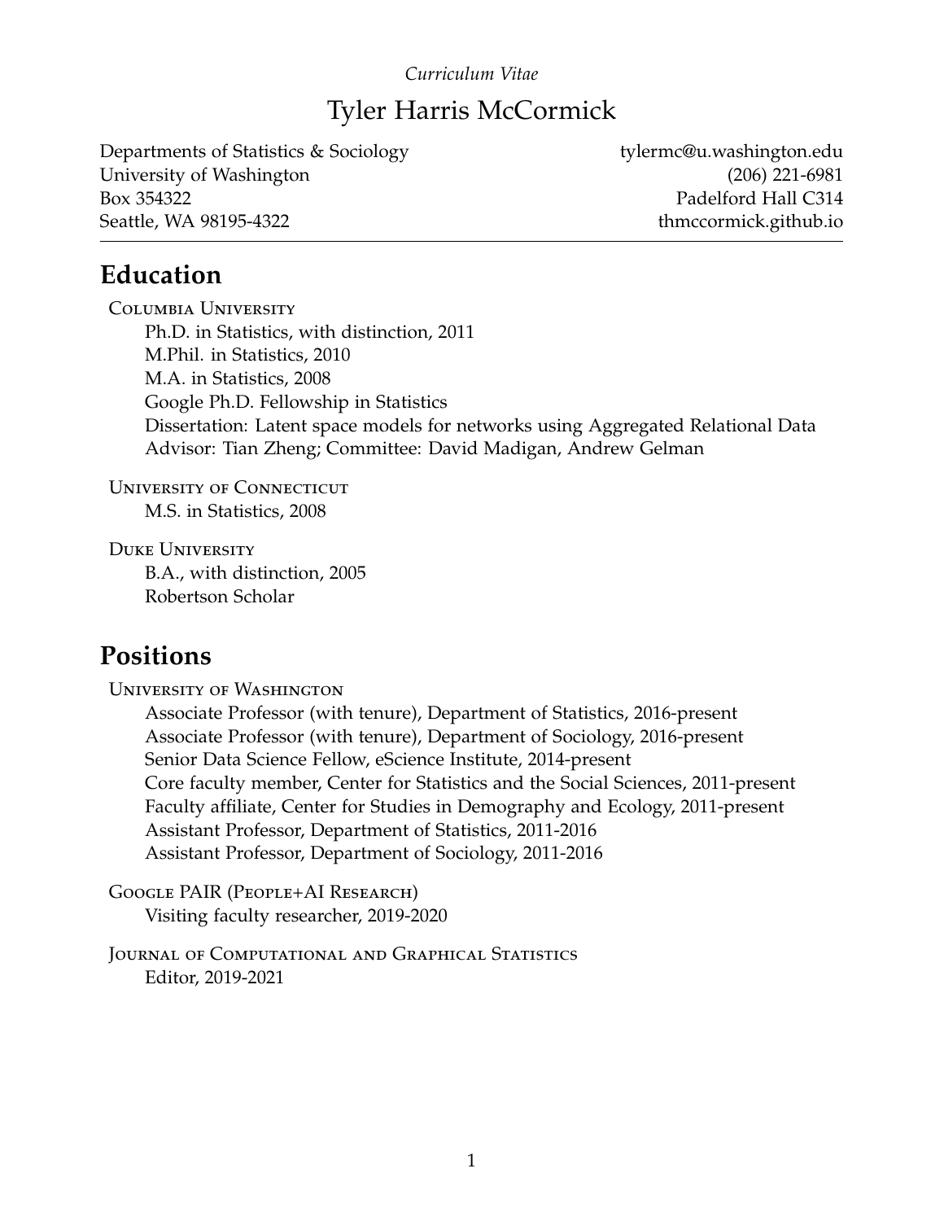*Curriculum Vitae*

# Tyler Harris McCormick

Departments of Statistics & Sociology
University of Washington
Box 354322
Seattle, WA 98195-4322

tylermc@u.washington.edu
(206) 221-6981
Padelford Hall C314
thmccormick.github.io

---

## Education

Columbia University
- Ph.D. in Statistics, with distinction, 2011
- M.Phil. in Statistics, 2010
- M.A. in Statistics, 2008
- Google Ph.D. Fellowship in Statistics
- Dissertation: Latent space models for networks using Aggregated Relational Data
- Advisor: Tian Zheng; Committee: David Madigan, Andrew Gelman

University of Connecticut
- M.S. in Statistics, 2008

Duke University
- B.A., with distinction, 2005
- Robertson Scholar

## Positions

University of Washington
- Associate Professor (with tenure), Department of Statistics, 2016-present
- Associate Professor (with tenure), Department of Sociology, 2016-present
- Senior Data Science Fellow, eScience Institute, 2014-present
- Core faculty member, Center for Statistics and the Social Sciences, 2011-present
- Faculty affiliate, Center for Studies in Demography and Ecology, 2011-present
- Assistant Professor, Department of Statistics, 2011-2016
- Assistant Professor, Department of Sociology, 2011-2016

Google PAIR (People+AI Research)
- Visiting faculty researcher, 2019-2020

Journal of Computational and Graphical Statistics
- Editor, 2019-2021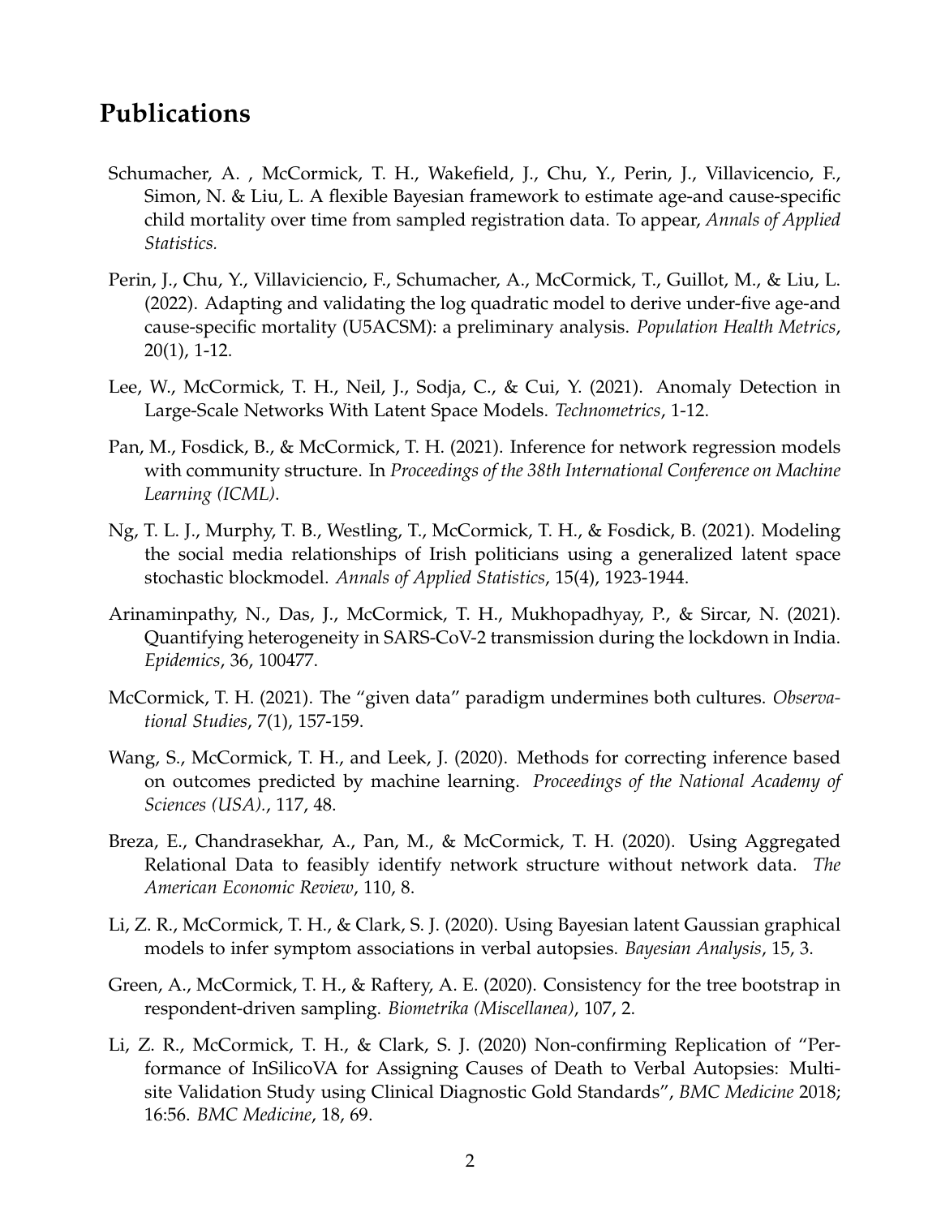## Publications

Schumacher, A. , McCormick, T. H., Wakefield, J., Chu, Y., Perin, J., Villavicencio, F., Simon, N. & Liu, L. A flexible Bayesian framework to estimate age-and cause-specific child mortality over time from sampled registration data. To appear, *Annals of Applied Statistics.*

Perin, J., Chu, Y., Villaviciencio, F., Schumacher, A., McCormick, T., Guillot, M., & Liu, L. (2022). Adapting and validating the log quadratic model to derive under-five age-and cause-specific mortality (U5ACSM): a preliminary analysis. *Population Health Metrics*, 20(1), 1-12.

Lee, W., McCormick, T. H., Neil, J., Sodja, C., & Cui, Y. (2021). Anomaly Detection in Large-Scale Networks With Latent Space Models. *Technometrics*, 1-12.

Pan, M., Fosdick, B., & McCormick, T. H. (2021). Inference for network regression models with community structure. In *Proceedings of the 38th International Conference on Machine Learning (ICML)*.

Ng, T. L. J., Murphy, T. B., Westling, T., McCormick, T. H., & Fosdick, B. (2021). Modeling the social media relationships of Irish politicians using a generalized latent space stochastic blockmodel. *Annals of Applied Statistics*, 15(4), 1923-1944.

Arinaminpathy, N., Das, J., McCormick, T. H., Mukhopadhyay, P., & Sircar, N. (2021). Quantifying heterogeneity in SARS-CoV-2 transmission during the lockdown in India. *Epidemics*, 36, 100477.

McCormick, T. H. (2021). The "given data" paradigm undermines both cultures. *Observational Studies*, 7(1), 157-159.

Wang, S., McCormick, T. H., and Leek, J. (2020). Methods for correcting inference based on outcomes predicted by machine learning. *Proceedings of the National Academy of Sciences (USA).*, 117, 48.

Breza, E., Chandrasekhar, A., Pan, M., & McCormick, T. H. (2020). Using Aggregated Relational Data to feasibly identify network structure without network data. *The American Economic Review*, 110, 8.

Li, Z. R., McCormick, T. H., & Clark, S. J. (2020). Using Bayesian latent Gaussian graphical models to infer symptom associations in verbal autopsies. *Bayesian Analysis*, 15, 3.

Green, A., McCormick, T. H., & Raftery, A. E. (2020). Consistency for the tree bootstrap in respondent-driven sampling. *Biometrika (Miscellanea)*, 107, 2.

Li, Z. R., McCormick, T. H., & Clark, S. J. (2020) Non-confirming Replication of "Performance of InSilicoVA for Assigning Causes of Death to Verbal Autopsies: Multisite Validation Study using Clinical Diagnostic Gold Standards", *BMC Medicine* 2018; 16:56. *BMC Medicine*, 18, 69.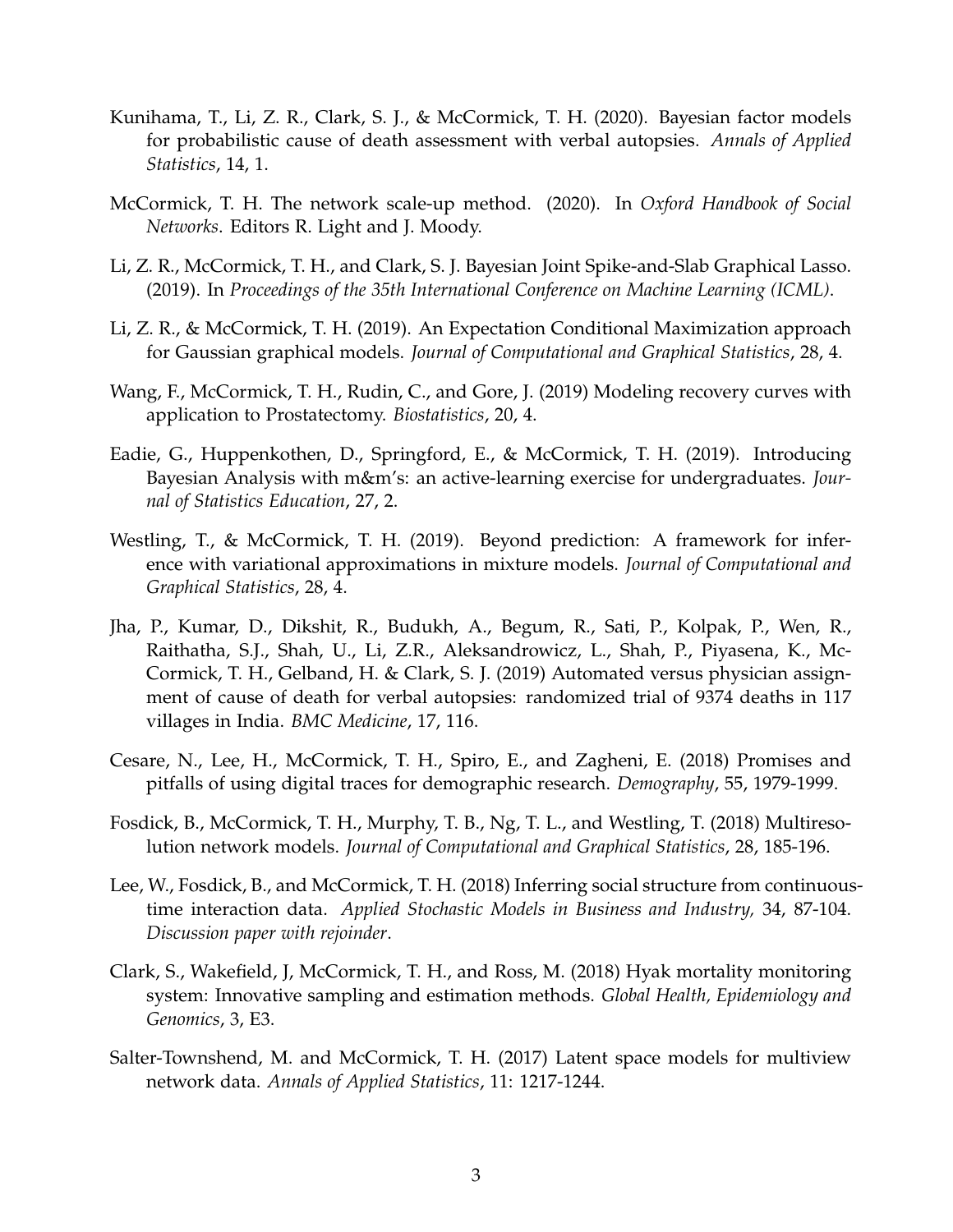Kunihama, T., Li, Z. R., Clark, S. J., & McCormick, T. H. (2020). Bayesian factor models for probabilistic cause of death assessment with verbal autopsies. *Annals of Applied Statistics*, 14, 1.

McCormick, T. H. The network scale-up method. (2020). In *Oxford Handbook of Social Networks*. Editors R. Light and J. Moody.

Li, Z. R., McCormick, T. H., and Clark, S. J. Bayesian Joint Spike-and-Slab Graphical Lasso. (2019). In *Proceedings of the 35th International Conference on Machine Learning (ICML)*.

Li, Z. R., & McCormick, T. H. (2019). An Expectation Conditional Maximization approach for Gaussian graphical models. *Journal of Computational and Graphical Statistics*, 28, 4.

Wang, F., McCormick, T. H., Rudin, C., and Gore, J. (2019) Modeling recovery curves with application to Prostatectomy. *Biostatistics*, 20, 4.

Eadie, G., Huppenkothen, D., Springford, E., & McCormick, T. H. (2019). Introducing Bayesian Analysis with m&m's: an active-learning exercise for undergraduates. *Journal of Statistics Education*, 27, 2.

Westling, T., & McCormick, T. H. (2019). Beyond prediction: A framework for inference with variational approximations in mixture models. *Journal of Computational and Graphical Statistics*, 28, 4.

Jha, P., Kumar, D., Dikshit, R., Budukh, A., Begum, R., Sati, P., Kolpak, P., Wen, R., Raithatha, S.J., Shah, U., Li, Z.R., Aleksandrowicz, L., Shah, P., Piyasena, K., McCormick, T. H., Gelband, H. & Clark, S. J. (2019) Automated versus physician assignment of cause of death for verbal autopsies: randomized trial of 9374 deaths in 117 villages in India. *BMC Medicine*, 17, 116.

Cesare, N., Lee, H., McCormick, T. H., Spiro, E., and Zagheni, E. (2018) Promises and pitfalls of using digital traces for demographic research. *Demography*, 55, 1979-1999.

Fosdick, B., McCormick, T. H., Murphy, T. B., Ng, T. L., and Westling, T. (2018) Multiresolution network models. *Journal of Computational and Graphical Statistics*, 28, 185-196.

Lee, W., Fosdick, B., and McCormick, T. H. (2018) Inferring social structure from continuous-time interaction data. *Applied Stochastic Models in Business and Industry,* 34, 87-104. *Discussion paper with rejoinder*.

Clark, S., Wakefield, J, McCormick, T. H., and Ross, M. (2018) Hyak mortality monitoring system: Innovative sampling and estimation methods. *Global Health, Epidemiology and Genomics*, 3, E3.

Salter-Townshend, M. and McCormick, T. H. (2017) Latent space models for multiview network data. *Annals of Applied Statistics*, 11: 1217-1244.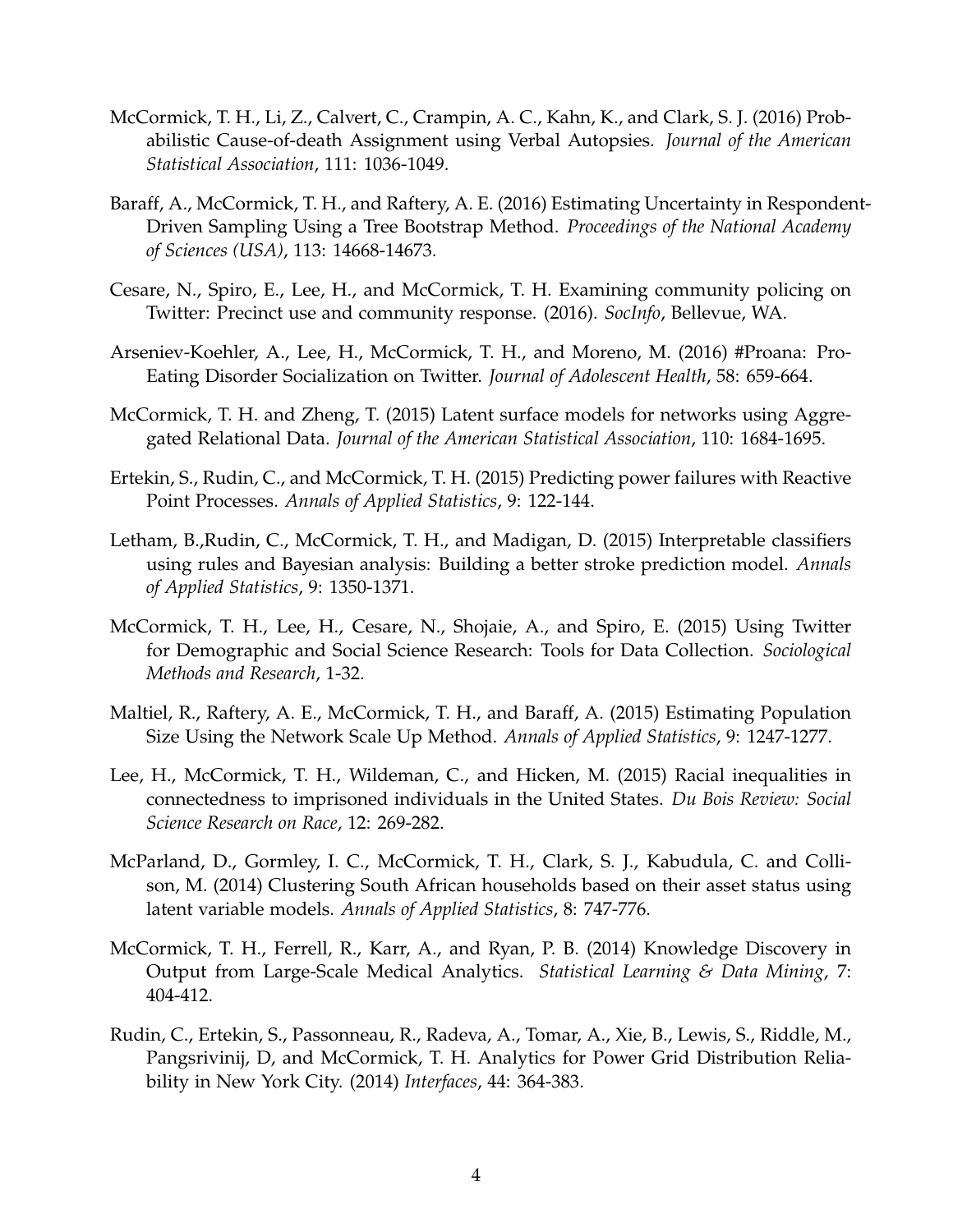McCormick, T. H., Li, Z., Calvert, C., Crampin, A. C., Kahn, K., and Clark, S. J. (2016) Probabilistic Cause-of-death Assignment using Verbal Autopsies. *Journal of the American Statistical Association*, 111: 1036-1049.

Baraff, A., McCormick, T. H., and Raftery, A. E. (2016) Estimating Uncertainty in Respondent-Driven Sampling Using a Tree Bootstrap Method. *Proceedings of the National Academy of Sciences (USA)*, 113: 14668-14673.

Cesare, N., Spiro, E., Lee, H., and McCormick, T. H. Examining community policing on Twitter: Precinct use and community response. (2016). *SocInfo*, Bellevue, WA.

Arseniev-Koehler, A., Lee, H., McCormick, T. H., and Moreno, M. (2016) #Proana: Pro-Eating Disorder Socialization on Twitter. *Journal of Adolescent Health*, 58: 659-664.

McCormick, T. H. and Zheng, T. (2015) Latent surface models for networks using Aggregated Relational Data. *Journal of the American Statistical Association*, 110: 1684-1695.

Ertekin, S., Rudin, C., and McCormick, T. H. (2015) Predicting power failures with Reactive Point Processes. *Annals of Applied Statistics*, 9: 122-144.

Letham, B.,Rudin, C., McCormick, T. H., and Madigan, D. (2015) Interpretable classifiers using rules and Bayesian analysis: Building a better stroke prediction model. *Annals of Applied Statistics*, 9: 1350-1371.

McCormick, T. H., Lee, H., Cesare, N., Shojaie, A., and Spiro, E. (2015) Using Twitter for Demographic and Social Science Research: Tools for Data Collection. *Sociological Methods and Research*, 1-32.

Maltiel, R., Raftery, A. E., McCormick, T. H., and Baraff, A. (2015) Estimating Population Size Using the Network Scale Up Method. *Annals of Applied Statistics*, 9: 1247-1277.

Lee, H., McCormick, T. H., Wildeman, C., and Hicken, M. (2015) Racial inequalities in connectedness to imprisoned individuals in the United States. *Du Bois Review: Social Science Research on Race*, 12: 269-282.

McParland, D., Gormley, I. C., McCormick, T. H., Clark, S. J., Kabudula, C. and Collison, M. (2014) Clustering South African households based on their asset status using latent variable models. *Annals of Applied Statistics*, 8: 747-776.

McCormick, T. H., Ferrell, R., Karr, A., and Ryan, P. B. (2014) Knowledge Discovery in Output from Large-Scale Medical Analytics. *Statistical Learning & Data Mining*, 7: 404-412.

Rudin, C., Ertekin, S., Passonneau, R., Radeva, A., Tomar, A., Xie, B., Lewis, S., Riddle, M., Pangsrivinij, D, and McCormick, T. H. Analytics for Power Grid Distribution Reliability in New York City. (2014) *Interfaces*, 44: 364-383.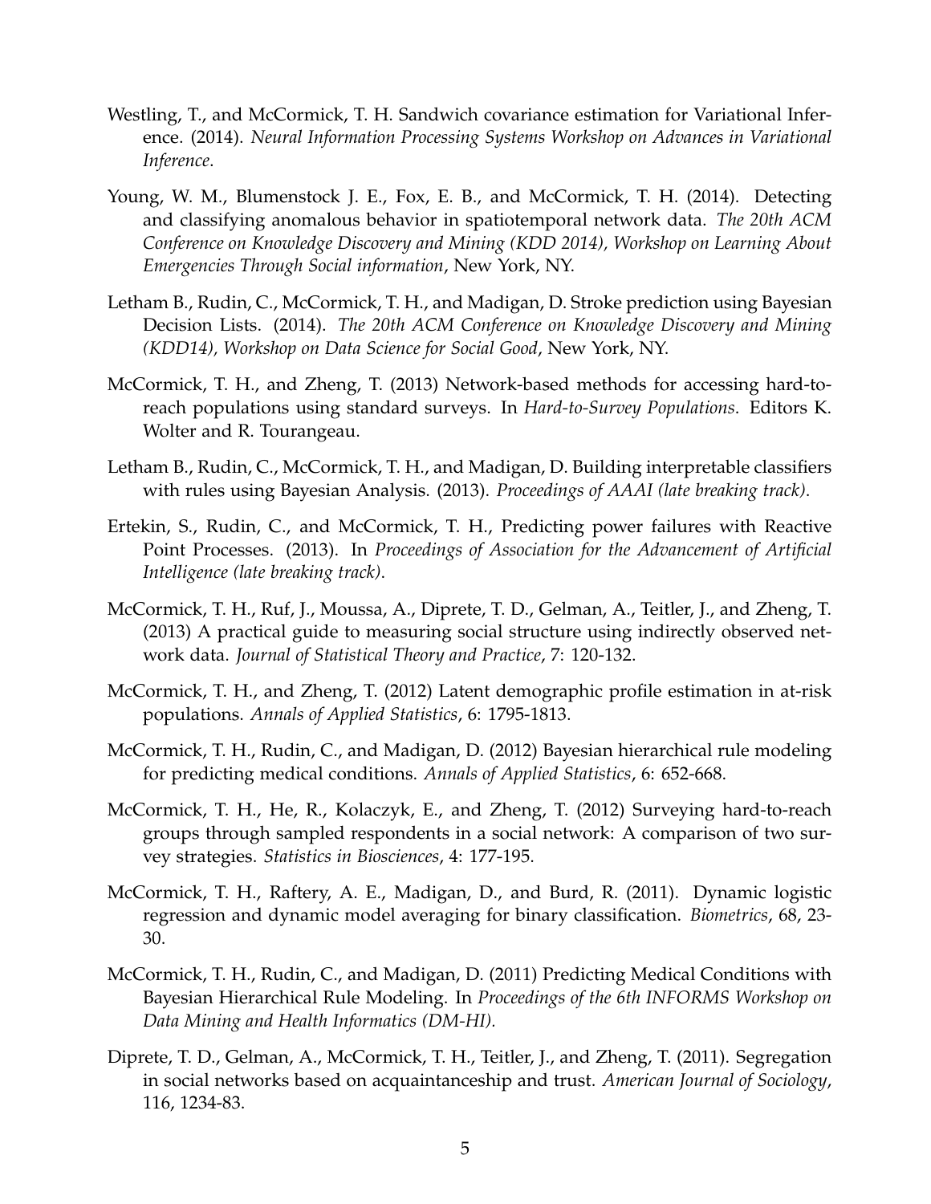Westling, T., and McCormick, T. H. Sandwich covariance estimation for Variational Inference. (2014). *Neural Information Processing Systems Workshop on Advances in Variational Inference*.

Young, W. M., Blumenstock J. E., Fox, E. B., and McCormick, T. H. (2014). Detecting and classifying anomalous behavior in spatiotemporal network data. *The 20th ACM Conference on Knowledge Discovery and Mining (KDD 2014), Workshop on Learning About Emergencies Through Social information*, New York, NY.

Letham B., Rudin, C., McCormick, T. H., and Madigan, D. Stroke prediction using Bayesian Decision Lists. (2014). *The 20th ACM Conference on Knowledge Discovery and Mining (KDD14), Workshop on Data Science for Social Good*, New York, NY.

McCormick, T. H., and Zheng, T. (2013) Network-based methods for accessing hard-to-reach populations using standard surveys. In *Hard-to-Survey Populations*. Editors K. Wolter and R. Tourangeau.

Letham B., Rudin, C., McCormick, T. H., and Madigan, D. Building interpretable classifiers with rules using Bayesian Analysis. (2013). *Proceedings of AAAI (late breaking track)*.

Ertekin, S., Rudin, C., and McCormick, T. H., Predicting power failures with Reactive Point Processes. (2013). In *Proceedings of Association for the Advancement of Artificial Intelligence (late breaking track)*.

McCormick, T. H., Ruf, J., Moussa, A., Diprete, T. D., Gelman, A., Teitler, J., and Zheng, T. (2013) A practical guide to measuring social structure using indirectly observed network data. *Journal of Statistical Theory and Practice*, 7: 120-132.

McCormick, T. H., and Zheng, T. (2012) Latent demographic profile estimation in at-risk populations. *Annals of Applied Statistics*, 6: 1795-1813.

McCormick, T. H., Rudin, C., and Madigan, D. (2012) Bayesian hierarchical rule modeling for predicting medical conditions. *Annals of Applied Statistics*, 6: 652-668.

McCormick, T. H., He, R., Kolaczyk, E., and Zheng, T. (2012) Surveying hard-to-reach groups through sampled respondents in a social network: A comparison of two survey strategies. *Statistics in Biosciences*, 4: 177-195.

McCormick, T. H., Raftery, A. E., Madigan, D., and Burd, R. (2011). Dynamic logistic regression and dynamic model averaging for binary classification. *Biometrics*, 68, 23-30.

McCormick, T. H., Rudin, C., and Madigan, D. (2011) Predicting Medical Conditions with Bayesian Hierarchical Rule Modeling. In *Proceedings of the 6th INFORMS Workshop on Data Mining and Health Informatics (DM-HI).*

Diprete, T. D., Gelman, A., McCormick, T. H., Teitler, J., and Zheng, T. (2011). Segregation in social networks based on acquaintanceship and trust. *American Journal of Sociology*, 116, 1234-83.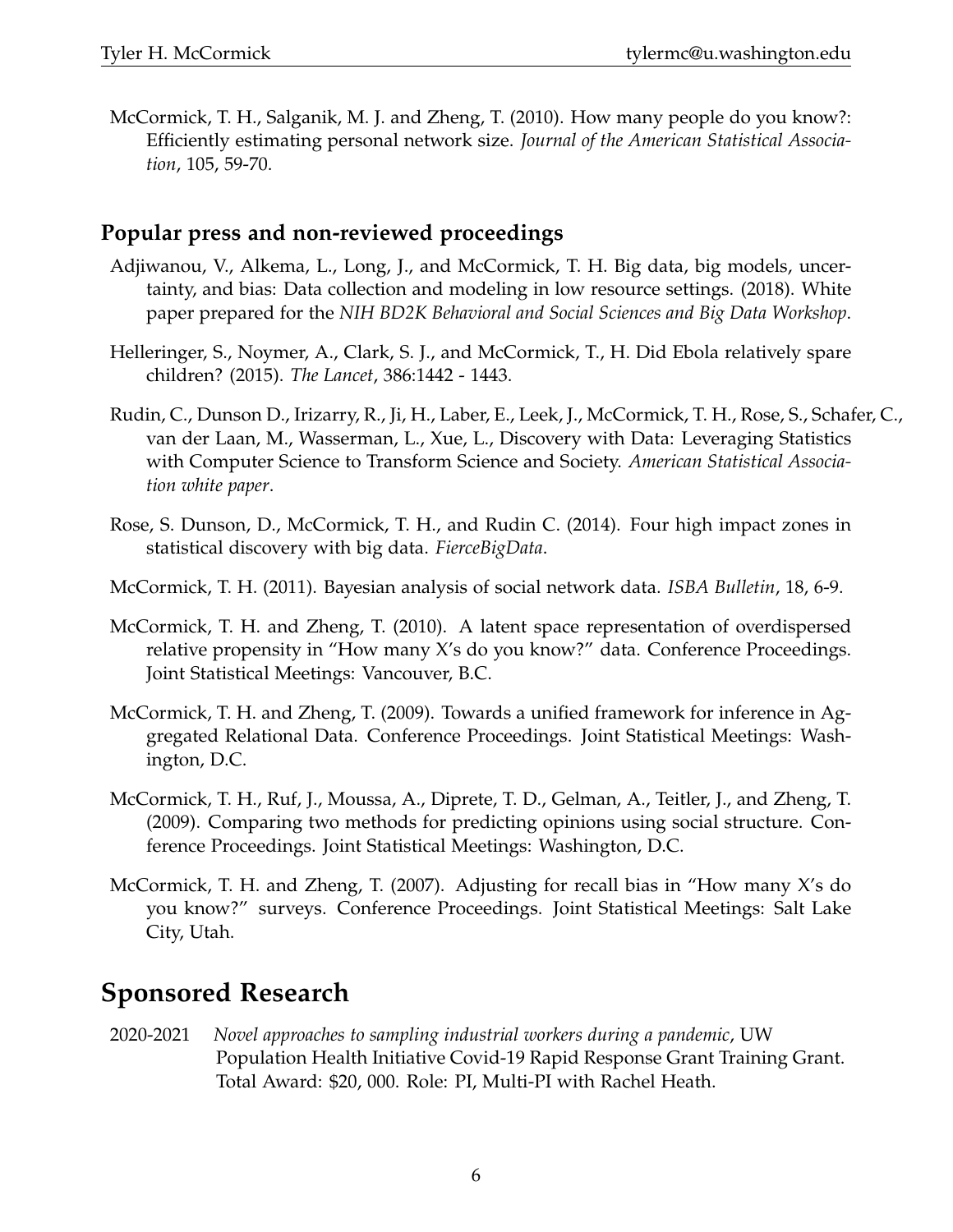McCormick, T. H., Salganik, M. J. and Zheng, T. (2010). How many people do you know?: Efficiently estimating personal network size. *Journal of the American Statistical Association*, 105, 59-70.

### Popular press and non-reviewed proceedings

Adjiwanou, V., Alkema, L., Long, J., and McCormick, T. H. Big data, big models, uncertainty, and bias: Data collection and modeling in low resource settings. (2018). White paper prepared for the *NIH BD2K Behavioral and Social Sciences and Big Data Workshop*.

Helleringer, S., Noymer, A., Clark, S. J., and McCormick, T., H. Did Ebola relatively spare children? (2015). *The Lancet*, 386:1442 - 1443.

Rudin, C., Dunson D., Irizarry, R., Ji, H., Laber, E., Leek, J., McCormick, T. H., Rose, S., Schafer, C., van der Laan, M., Wasserman, L., Xue, L., Discovery with Data: Leveraging Statistics with Computer Science to Transform Science and Society. *American Statistical Association white paper*.

Rose, S. Dunson, D., McCormick, T. H., and Rudin C. (2014). Four high impact zones in statistical discovery with big data. *FierceBigData*.

McCormick, T. H. (2011). Bayesian analysis of social network data. *ISBA Bulletin*, 18, 6-9.

McCormick, T. H. and Zheng, T. (2010). A latent space representation of overdispersed relative propensity in "How many X's do you know?" data. Conference Proceedings. Joint Statistical Meetings: Vancouver, B.C.

McCormick, T. H. and Zheng, T. (2009). Towards a unified framework for inference in Aggregated Relational Data. Conference Proceedings. Joint Statistical Meetings: Washington, D.C.

McCormick, T. H., Ruf, J., Moussa, A., Diprete, T. D., Gelman, A., Teitler, J., and Zheng, T. (2009). Comparing two methods for predicting opinions using social structure. Conference Proceedings. Joint Statistical Meetings: Washington, D.C.

McCormick, T. H. and Zheng, T. (2007). Adjusting for recall bias in "How many X's do you know?" surveys. Conference Proceedings. Joint Statistical Meetings: Salt Lake City, Utah.

## Sponsored Research

2020-2021 *Novel approaches to sampling industrial workers during a pandemic*, UW Population Health Initiative Covid-19 Rapid Response Grant Training Grant. Total Award: $20, 000. Role: PI, Multi-PI with Rachel Heath.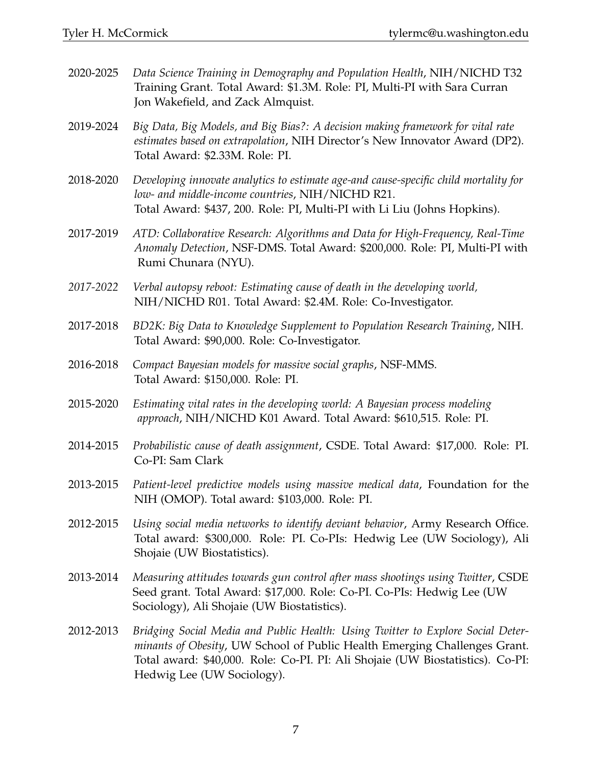2020-2025 *Data Science Training in Demography and Population Health*, NIH/NICHD T32 Training Grant. Total Award: $1.3M. Role: PI, Multi-PI with Sara Curran Jon Wakefield, and Zack Almquist.

2019-2024 *Big Data, Big Models, and Big Bias?: A decision making framework for vital rate estimates based on extrapolation*, NIH Director's New Innovator Award (DP2). Total Award: $2.33M. Role: PI.

2018-2020 *Developing innovate analytics to estimate age-and cause-specific child mortality for low- and middle-income countries*, NIH/NICHD R21. Total Award: $437, 200. Role: PI, Multi-PI with Li Liu (Johns Hopkins).

2017-2019 *ATD: Collaborative Research: Algorithms and Data for High-Frequency, Real-Time Anomaly Detection*, NSF-DMS. Total Award: $200,000. Role: PI, Multi-PI with Rumi Chunara (NYU).

*2017-2022* *Verbal autopsy reboot: Estimating cause of death in the developing world,* NIH/NICHD R01. Total Award: $2.4M. Role: Co-Investigator.

2017-2018 *BD2K: Big Data to Knowledge Supplement to Population Research Training*, NIH. Total Award: $90,000. Role: Co-Investigator.

2016-2018 *Compact Bayesian models for massive social graphs*, NSF-MMS. Total Award: $150,000. Role: PI.

2015-2020 *Estimating vital rates in the developing world: A Bayesian process modeling approach*, NIH/NICHD K01 Award. Total Award: $610,515. Role: PI.

2014-2015 *Probabilistic cause of death assignment*, CSDE. Total Award: $17,000. Role: PI. Co-PI: Sam Clark

2013-2015 *Patient-level predictive models using massive medical data*, Foundation for the NIH (OMOP). Total award: $103,000. Role: PI.

2012-2015 *Using social media networks to identify deviant behavior*, Army Research Office. Total award: $300,000. Role: PI. Co-PIs: Hedwig Lee (UW Sociology), Ali Shojaie (UW Biostatistics).

2013-2014 *Measuring attitudes towards gun control after mass shootings using Twitter*, CSDE Seed grant. Total Award: $17,000. Role: Co-PI. Co-PIs: Hedwig Lee (UW Sociology), Ali Shojaie (UW Biostatistics).

2012-2013 *Bridging Social Media and Public Health: Using Twitter to Explore Social Determinants of Obesity*, UW School of Public Health Emerging Challenges Grant. Total award: $40,000. Role: Co-PI. PI: Ali Shojaie (UW Biostatistics). Co-PI: Hedwig Lee (UW Sociology).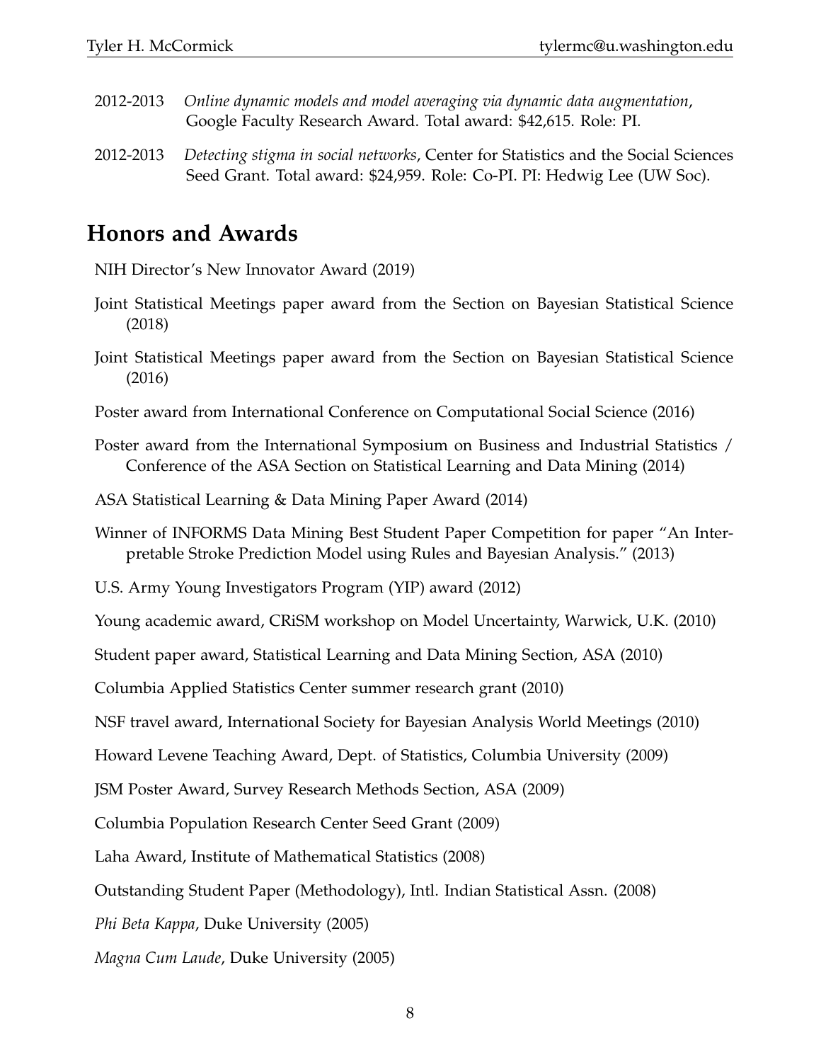2012-2013 *Online dynamic models and model averaging via dynamic data augmentation*, Google Faculty Research Award. Total award: $42,615. Role: PI.

2012-2013 *Detecting stigma in social networks*, Center for Statistics and the Social Sciences Seed Grant. Total award: $24,959. Role: Co-PI. PI: Hedwig Lee (UW Soc).

## Honors and Awards

NIH Director's New Innovator Award (2019)

Joint Statistical Meetings paper award from the Section on Bayesian Statistical Science (2018)

Joint Statistical Meetings paper award from the Section on Bayesian Statistical Science (2016)

Poster award from International Conference on Computational Social Science (2016)

Poster award from the International Symposium on Business and Industrial Statistics / Conference of the ASA Section on Statistical Learning and Data Mining (2014)

ASA Statistical Learning & Data Mining Paper Award (2014)

Winner of INFORMS Data Mining Best Student Paper Competition for paper "An Interpretable Stroke Prediction Model using Rules and Bayesian Analysis." (2013)

U.S. Army Young Investigators Program (YIP) award (2012)

Young academic award, CRiSM workshop on Model Uncertainty, Warwick, U.K. (2010)

Student paper award, Statistical Learning and Data Mining Section, ASA (2010)

Columbia Applied Statistics Center summer research grant (2010)

NSF travel award, International Society for Bayesian Analysis World Meetings (2010)

Howard Levene Teaching Award, Dept. of Statistics, Columbia University (2009)

JSM Poster Award, Survey Research Methods Section, ASA (2009)

Columbia Population Research Center Seed Grant (2009)

Laha Award, Institute of Mathematical Statistics (2008)

Outstanding Student Paper (Methodology), Intl. Indian Statistical Assn. (2008)

*Phi Beta Kappa*, Duke University (2005)

*Magna Cum Laude*, Duke University (2005)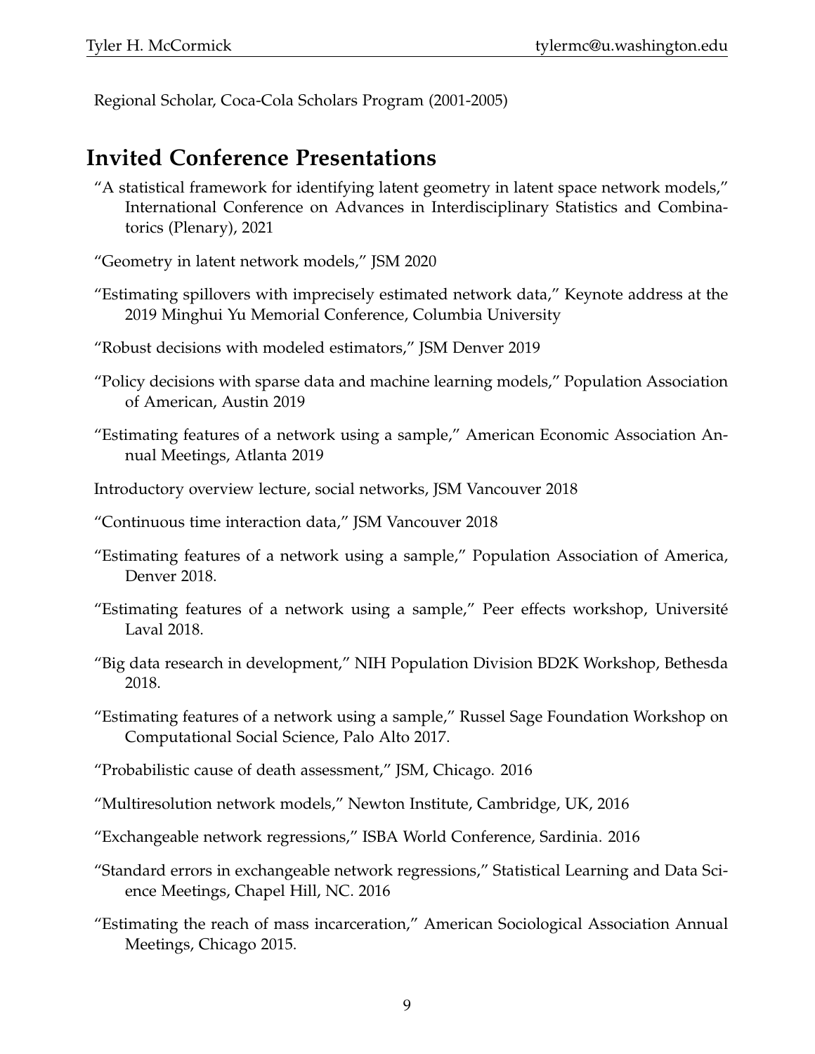Regional Scholar, Coca-Cola Scholars Program (2001-2005)

## Invited Conference Presentations

"A statistical framework for identifying latent geometry in latent space network models," International Conference on Advances in Interdisciplinary Statistics and Combinatorics (Plenary), 2021

"Geometry in latent network models," JSM 2020

"Estimating spillovers with imprecisely estimated network data," Keynote address at the 2019 Minghui Yu Memorial Conference, Columbia University

"Robust decisions with modeled estimators," JSM Denver 2019

"Policy decisions with sparse data and machine learning models," Population Association of American, Austin 2019

"Estimating features of a network using a sample," American Economic Association Annual Meetings, Atlanta 2019

Introductory overview lecture, social networks, JSM Vancouver 2018

"Continuous time interaction data," JSM Vancouver 2018

"Estimating features of a network using a sample," Population Association of America, Denver 2018.

"Estimating features of a network using a sample," Peer effects workshop, Université Laval 2018.

"Big data research in development," NIH Population Division BD2K Workshop, Bethesda 2018.

"Estimating features of a network using a sample," Russel Sage Foundation Workshop on Computational Social Science, Palo Alto 2017.

"Probabilistic cause of death assessment," JSM, Chicago. 2016

"Multiresolution network models," Newton Institute, Cambridge, UK, 2016

"Exchangeable network regressions," ISBA World Conference, Sardinia. 2016

"Standard errors in exchangeable network regressions," Statistical Learning and Data Science Meetings, Chapel Hill, NC. 2016

"Estimating the reach of mass incarceration," American Sociological Association Annual Meetings, Chicago 2015.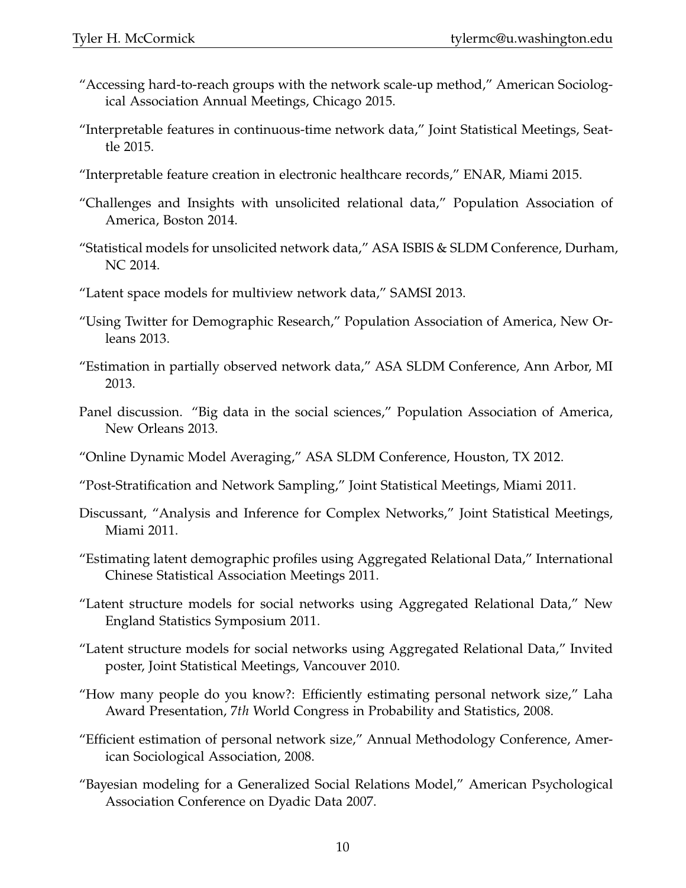"Accessing hard-to-reach groups with the network scale-up method," American Sociological Association Annual Meetings, Chicago 2015.

"Interpretable features in continuous-time network data," Joint Statistical Meetings, Seattle 2015.

"Interpretable feature creation in electronic healthcare records," ENAR, Miami 2015.

"Challenges and Insights with unsolicited relational data," Population Association of America, Boston 2014.

"Statistical models for unsolicited network data," ASA ISBIS & SLDM Conference, Durham, NC 2014.

"Latent space models for multiview network data," SAMSI 2013.

"Using Twitter for Demographic Research," Population Association of America, New Orleans 2013.

"Estimation in partially observed network data," ASA SLDM Conference, Ann Arbor, MI 2013.

Panel discussion. "Big data in the social sciences," Population Association of America, New Orleans 2013.

"Online Dynamic Model Averaging," ASA SLDM Conference, Houston, TX 2012.

"Post-Stratification and Network Sampling," Joint Statistical Meetings, Miami 2011.

Discussant, "Analysis and Inference for Complex Networks," Joint Statistical Meetings, Miami 2011.

"Estimating latent demographic profiles using Aggregated Relational Data," International Chinese Statistical Association Meetings 2011.

"Latent structure models for social networks using Aggregated Relational Data," New England Statistics Symposium 2011.

"Latent structure models for social networks using Aggregated Relational Data," Invited poster, Joint Statistical Meetings, Vancouver 2010.

"How many people do you know?: Efficiently estimating personal network size," Laha Award Presentation, 7*th* World Congress in Probability and Statistics, 2008.

"Efficient estimation of personal network size," Annual Methodology Conference, American Sociological Association, 2008.

"Bayesian modeling for a Generalized Social Relations Model," American Psychological Association Conference on Dyadic Data 2007.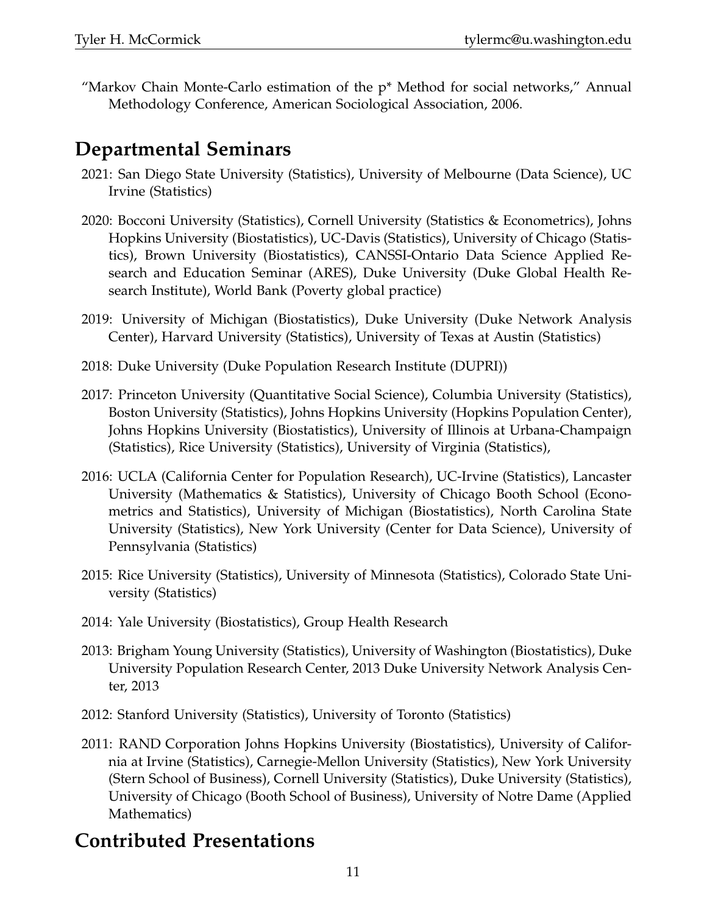"Markov Chain Monte-Carlo estimation of the p* Method for social networks," Annual Methodology Conference, American Sociological Association, 2006.

# Departmental Seminars

2021: San Diego State University (Statistics), University of Melbourne (Data Science), UC Irvine (Statistics)

2020: Bocconi University (Statistics), Cornell University (Statistics & Econometrics), Johns Hopkins University (Biostatistics), UC-Davis (Statistics), University of Chicago (Statistics), Brown University (Biostatistics), CANSSI-Ontario Data Science Applied Research and Education Seminar (ARES), Duke University (Duke Global Health Research Institute), World Bank (Poverty global practice)

2019: University of Michigan (Biostatistics), Duke University (Duke Network Analysis Center), Harvard University (Statistics), University of Texas at Austin (Statistics)

2018: Duke University (Duke Population Research Institute (DUPRI))

2017: Princeton University (Quantitative Social Science), Columbia University (Statistics), Boston University (Statistics), Johns Hopkins University (Hopkins Population Center), Johns Hopkins University (Biostatistics), University of Illinois at Urbana-Champaign (Statistics), Rice University (Statistics), University of Virginia (Statistics),

2016: UCLA (California Center for Population Research), UC-Irvine (Statistics), Lancaster University (Mathematics & Statistics), University of Chicago Booth School (Econometrics and Statistics), University of Michigan (Biostatistics), North Carolina State University (Statistics), New York University (Center for Data Science), University of Pennsylvania (Statistics)

2015: Rice University (Statistics), University of Minnesota (Statistics), Colorado State University (Statistics)

2014: Yale University (Biostatistics), Group Health Research

2013: Brigham Young University (Statistics), University of Washington (Biostatistics), Duke University Population Research Center, 2013 Duke University Network Analysis Center, 2013

2012: Stanford University (Statistics), University of Toronto (Statistics)

2011: RAND Corporation Johns Hopkins University (Biostatistics), University of California at Irvine (Statistics), Carnegie-Mellon University (Statistics), New York University (Stern School of Business), Cornell University (Statistics), Duke University (Statistics), University of Chicago (Booth School of Business), University of Notre Dame (Applied Mathematics)

# Contributed Presentations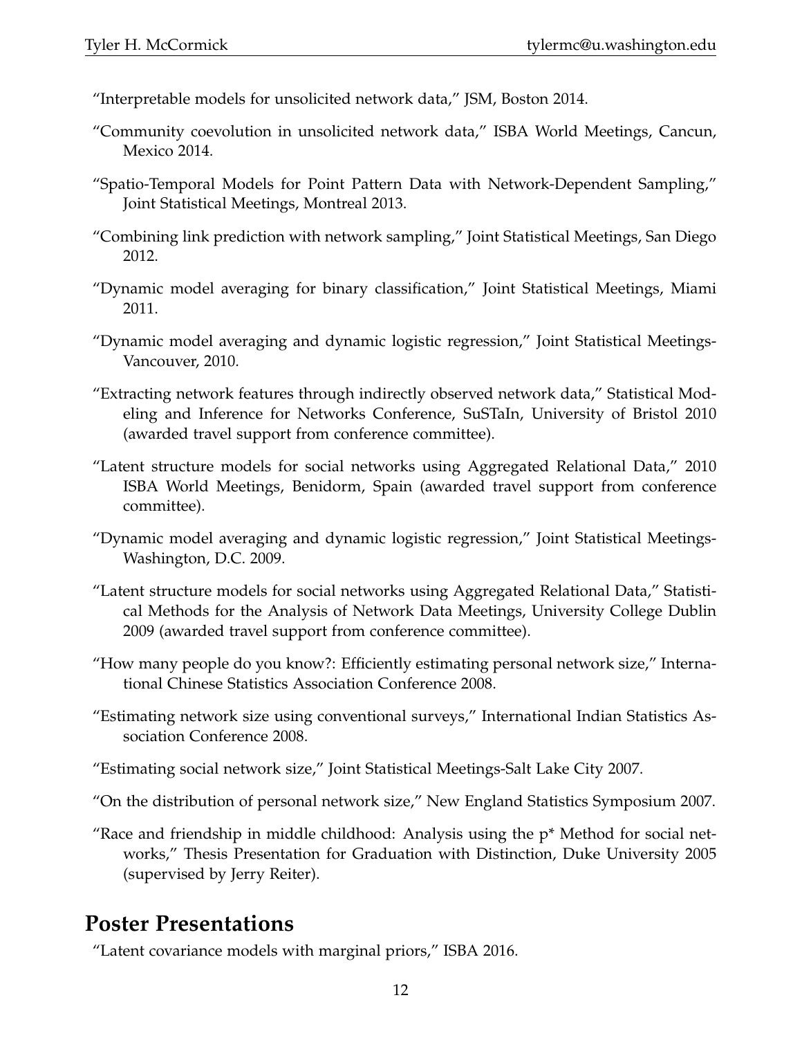"Interpretable models for unsolicited network data," JSM, Boston 2014.

"Community coevolution in unsolicited network data," ISBA World Meetings, Cancun, Mexico 2014.

"Spatio-Temporal Models for Point Pattern Data with Network-Dependent Sampling," Joint Statistical Meetings, Montreal 2013.

"Combining link prediction with network sampling," Joint Statistical Meetings, San Diego 2012.

"Dynamic model averaging for binary classification," Joint Statistical Meetings, Miami 2011.

"Dynamic model averaging and dynamic logistic regression," Joint Statistical Meetings-Vancouver, 2010.

"Extracting network features through indirectly observed network data," Statistical Modeling and Inference for Networks Conference, SuSTaIn, University of Bristol 2010 (awarded travel support from conference committee).

"Latent structure models for social networks using Aggregated Relational Data," 2010 ISBA World Meetings, Benidorm, Spain (awarded travel support from conference committee).

"Dynamic model averaging and dynamic logistic regression," Joint Statistical Meetings-Washington, D.C. 2009.

"Latent structure models for social networks using Aggregated Relational Data," Statistical Methods for the Analysis of Network Data Meetings, University College Dublin 2009 (awarded travel support from conference committee).

"How many people do you know?: Efficiently estimating personal network size," International Chinese Statistics Association Conference 2008.

"Estimating network size using conventional surveys," International Indian Statistics Association Conference 2008.

"Estimating social network size," Joint Statistical Meetings-Salt Lake City 2007.

"On the distribution of personal network size," New England Statistics Symposium 2007.

"Race and friendship in middle childhood: Analysis using the p* Method for social networks," Thesis Presentation for Graduation with Distinction, Duke University 2005 (supervised by Jerry Reiter).

## Poster Presentations

"Latent covariance models with marginal priors," ISBA 2016.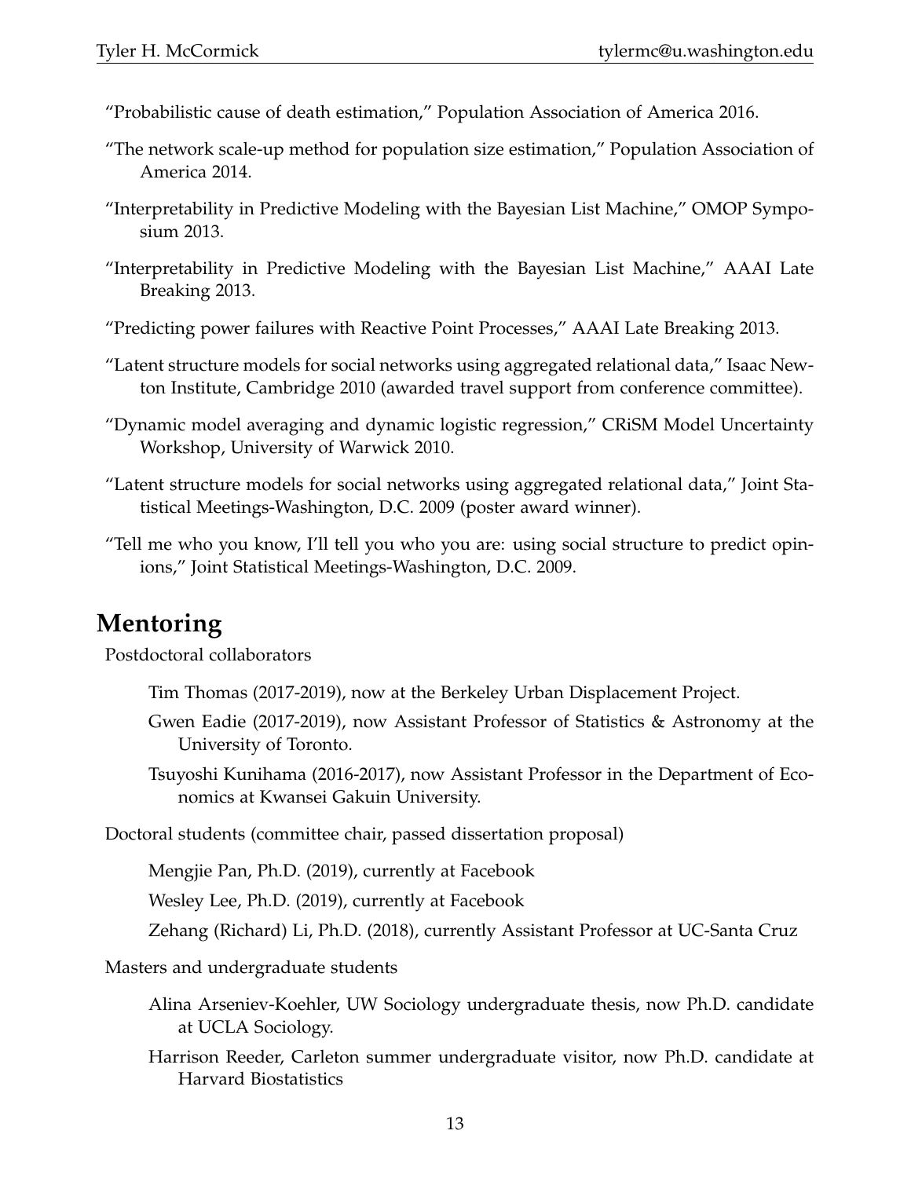"Probabilistic cause of death estimation," Population Association of America 2016.

"The network scale-up method for population size estimation," Population Association of America 2014.

"Interpretability in Predictive Modeling with the Bayesian List Machine," OMOP Symposium 2013.

"Interpretability in Predictive Modeling with the Bayesian List Machine," AAAI Late Breaking 2013.

"Predicting power failures with Reactive Point Processes," AAAI Late Breaking 2013.

"Latent structure models for social networks using aggregated relational data," Isaac Newton Institute, Cambridge 2010 (awarded travel support from conference committee).

"Dynamic model averaging and dynamic logistic regression," CRiSM Model Uncertainty Workshop, University of Warwick 2010.

"Latent structure models for social networks using aggregated relational data," Joint Statistical Meetings-Washington, D.C. 2009 (poster award winner).

"Tell me who you know, I'll tell you who you are: using social structure to predict opinions," Joint Statistical Meetings-Washington, D.C. 2009.

# Mentoring

Postdoctoral collaborators

- Tim Thomas (2017-2019), now at the Berkeley Urban Displacement Project.
- Gwen Eadie (2017-2019), now Assistant Professor of Statistics & Astronomy at the University of Toronto.
- Tsuyoshi Kunihama (2016-2017), now Assistant Professor in the Department of Economics at Kwansei Gakuin University.

Doctoral students (committee chair, passed dissertation proposal)

- Mengjie Pan, Ph.D. (2019), currently at Facebook
- Wesley Lee, Ph.D. (2019), currently at Facebook
- Zehang (Richard) Li, Ph.D. (2018), currently Assistant Professor at UC-Santa Cruz

Masters and undergraduate students

- Alina Arseniev-Koehler, UW Sociology undergraduate thesis, now Ph.D. candidate at UCLA Sociology.
- Harrison Reeder, Carleton summer undergraduate visitor, now Ph.D. candidate at Harvard Biostatistics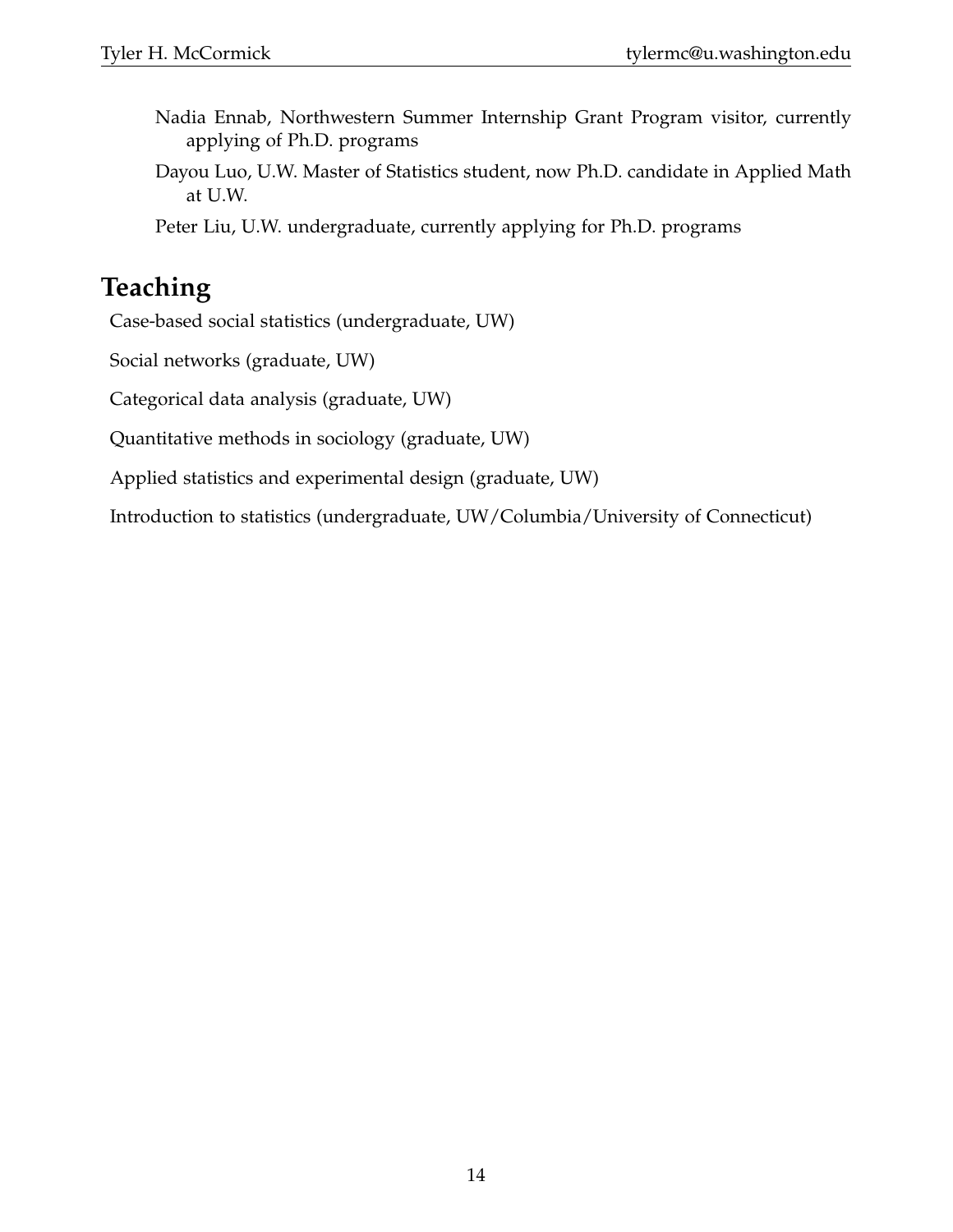Nadia Ennab, Northwestern Summer Internship Grant Program visitor, currently applying of Ph.D. programs

Dayou Luo, U.W. Master of Statistics student, now Ph.D. candidate in Applied Math at U.W.

Peter Liu, U.W. undergraduate, currently applying for Ph.D. programs

# Teaching

Case-based social statistics (undergraduate, UW)

Social networks (graduate, UW)

Categorical data analysis (graduate, UW)

Quantitative methods in sociology (graduate, UW)

Applied statistics and experimental design (graduate, UW)

Introduction to statistics (undergraduate, UW/Columbia/University of Connecticut)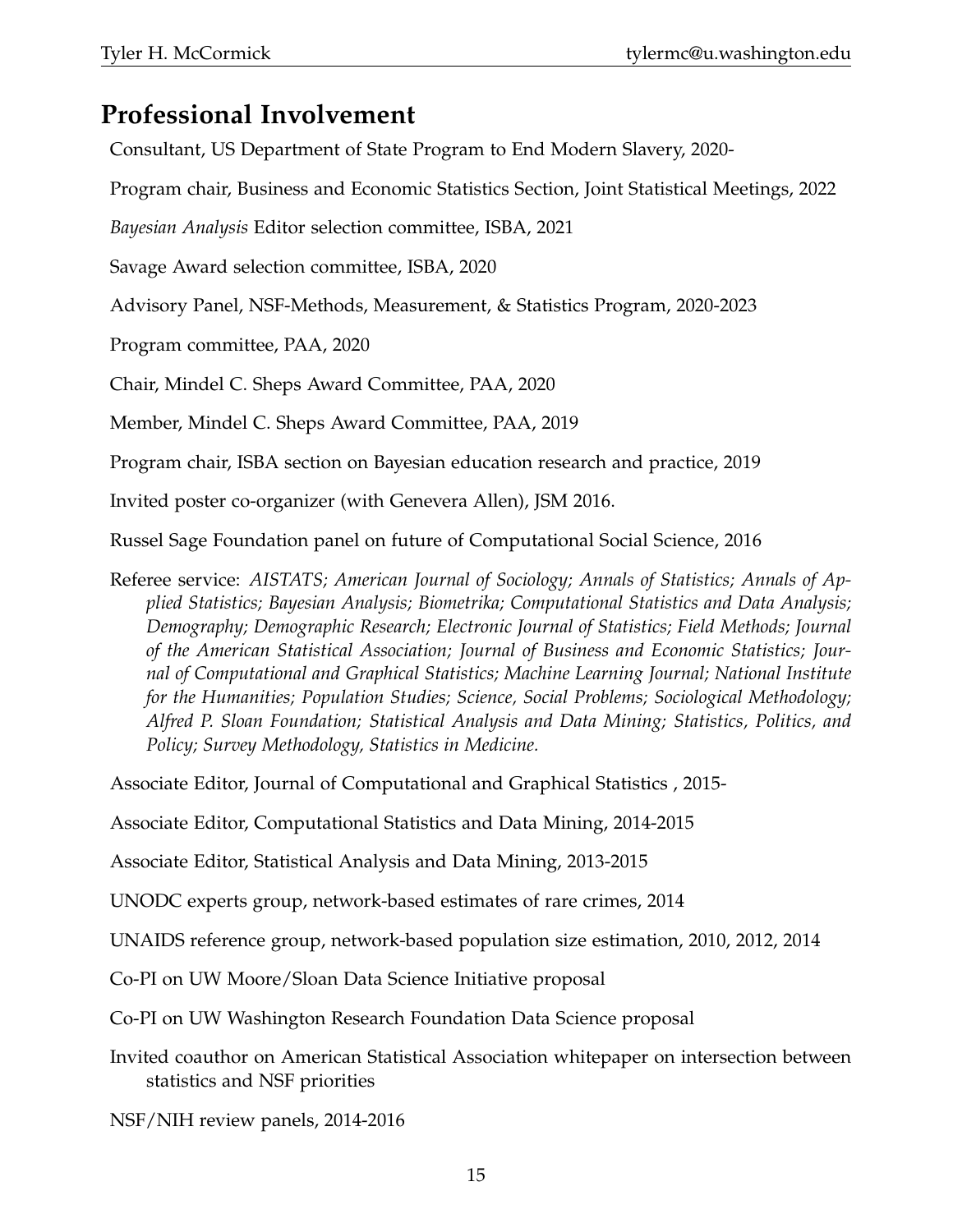## Professional Involvement

Consultant, US Department of State Program to End Modern Slavery, 2020-

Program chair, Business and Economic Statistics Section, Joint Statistical Meetings, 2022

*Bayesian Analysis* Editor selection committee, ISBA, 2021

Savage Award selection committee, ISBA, 2020

Advisory Panel, NSF-Methods, Measurement, & Statistics Program, 2020-2023

Program committee, PAA, 2020

Chair, Mindel C. Sheps Award Committee, PAA, 2020

Member, Mindel C. Sheps Award Committee, PAA, 2019

Program chair, ISBA section on Bayesian education research and practice, 2019

Invited poster co-organizer (with Genevera Allen), JSM 2016.

Russel Sage Foundation panel on future of Computational Social Science, 2016

Referee service: *AISTATS; American Journal of Sociology; Annals of Statistics; Annals of Applied Statistics; Bayesian Analysis; Biometrika; Computational Statistics and Data Analysis; Demography; Demographic Research; Electronic Journal of Statistics; Field Methods; Journal of the American Statistical Association; Journal of Business and Economic Statistics; Journal of Computational and Graphical Statistics; Machine Learning Journal; National Institute for the Humanities; Population Studies; Science, Social Problems; Sociological Methodology; Alfred P. Sloan Foundation; Statistical Analysis and Data Mining; Statistics, Politics, and Policy; Survey Methodology, Statistics in Medicine.*

Associate Editor, Journal of Computational and Graphical Statistics , 2015-

Associate Editor, Computational Statistics and Data Mining, 2014-2015

Associate Editor, Statistical Analysis and Data Mining, 2013-2015

UNODC experts group, network-based estimates of rare crimes, 2014

UNAIDS reference group, network-based population size estimation, 2010, 2012, 2014

Co-PI on UW Moore/Sloan Data Science Initiative proposal

Co-PI on UW Washington Research Foundation Data Science proposal

Invited coauthor on American Statistical Association whitepaper on intersection between statistics and NSF priorities

NSF/NIH review panels, 2014-2016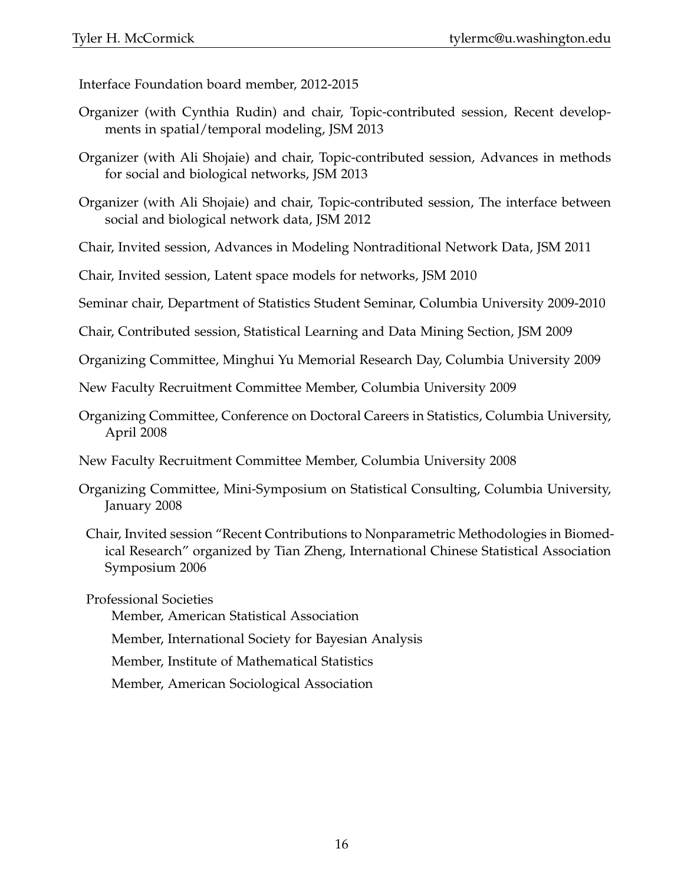Interface Foundation board member, 2012-2015

Organizer (with Cynthia Rudin) and chair, Topic-contributed session, Recent developments in spatial/temporal modeling, JSM 2013

Organizer (with Ali Shojaie) and chair, Topic-contributed session, Advances in methods for social and biological networks, JSM 2013

Organizer (with Ali Shojaie) and chair, Topic-contributed session, The interface between social and biological network data, JSM 2012

Chair, Invited session, Advances in Modeling Nontraditional Network Data, JSM 2011

Chair, Invited session, Latent space models for networks, JSM 2010

Seminar chair, Department of Statistics Student Seminar, Columbia University 2009-2010

Chair, Contributed session, Statistical Learning and Data Mining Section, JSM 2009

Organizing Committee, Minghui Yu Memorial Research Day, Columbia University 2009

New Faculty Recruitment Committee Member, Columbia University 2009

Organizing Committee, Conference on Doctoral Careers in Statistics, Columbia University, April 2008

New Faculty Recruitment Committee Member, Columbia University 2008

Organizing Committee, Mini-Symposium on Statistical Consulting, Columbia University, January 2008

Chair, Invited session "Recent Contributions to Nonparametric Methodologies in Biomedical Research" organized by Tian Zheng, International Chinese Statistical Association Symposium 2006

Professional Societies

- Member, American Statistical Association
- Member, International Society for Bayesian Analysis
- Member, Institute of Mathematical Statistics
- Member, American Sociological Association